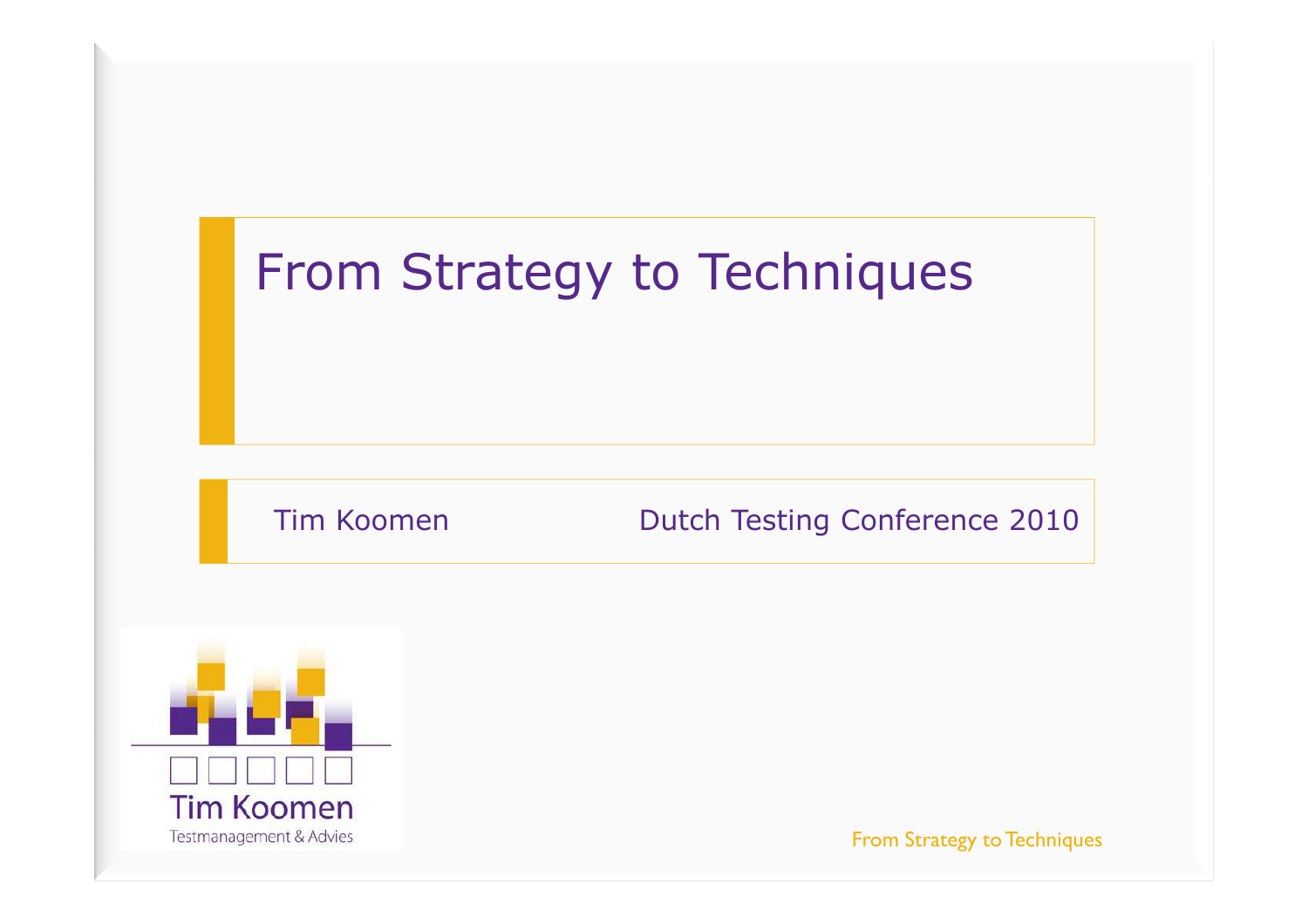# From Strategy to Techniques

Tim Koomen

Dutch Testing Conference 2010

Tim Koomen
Testmanagement & Advies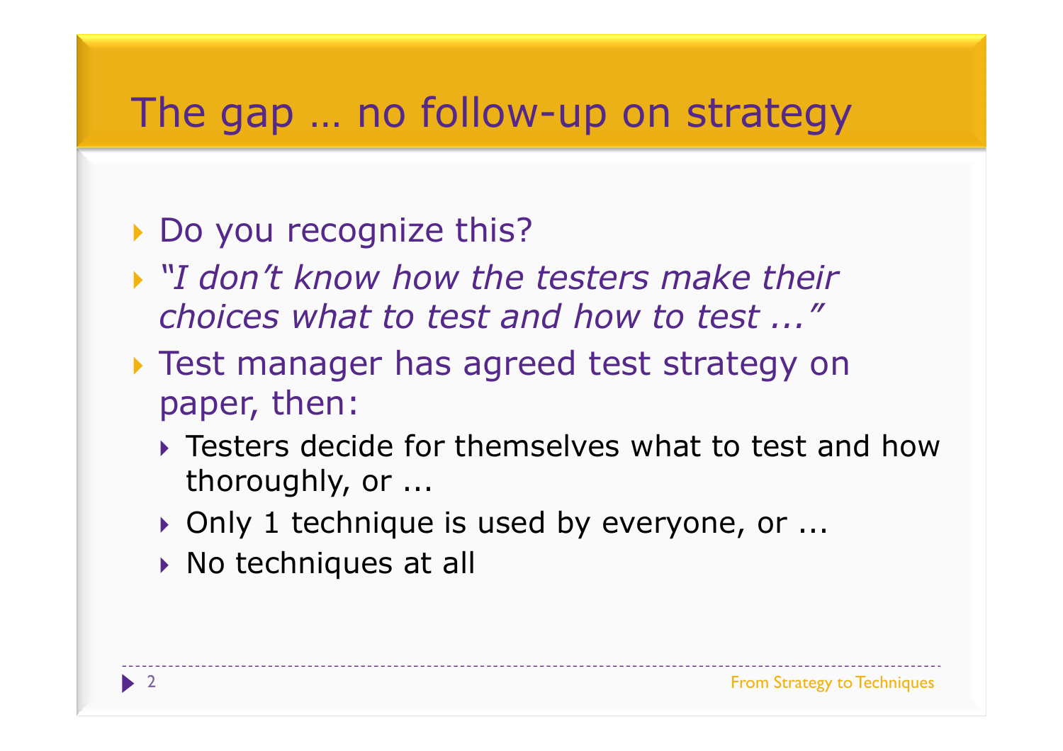# The gap … no follow-up on strategy

- Do you recognize this?
- *"I don't know how the testers make their choices what to test and how to test ..."*
- Test manager has agreed test strategy on paper, then:
  - Testers decide for themselves what to test and how thoroughly, or ...
  - Only 1 technique is used by everyone, or ...
  - No techniques at all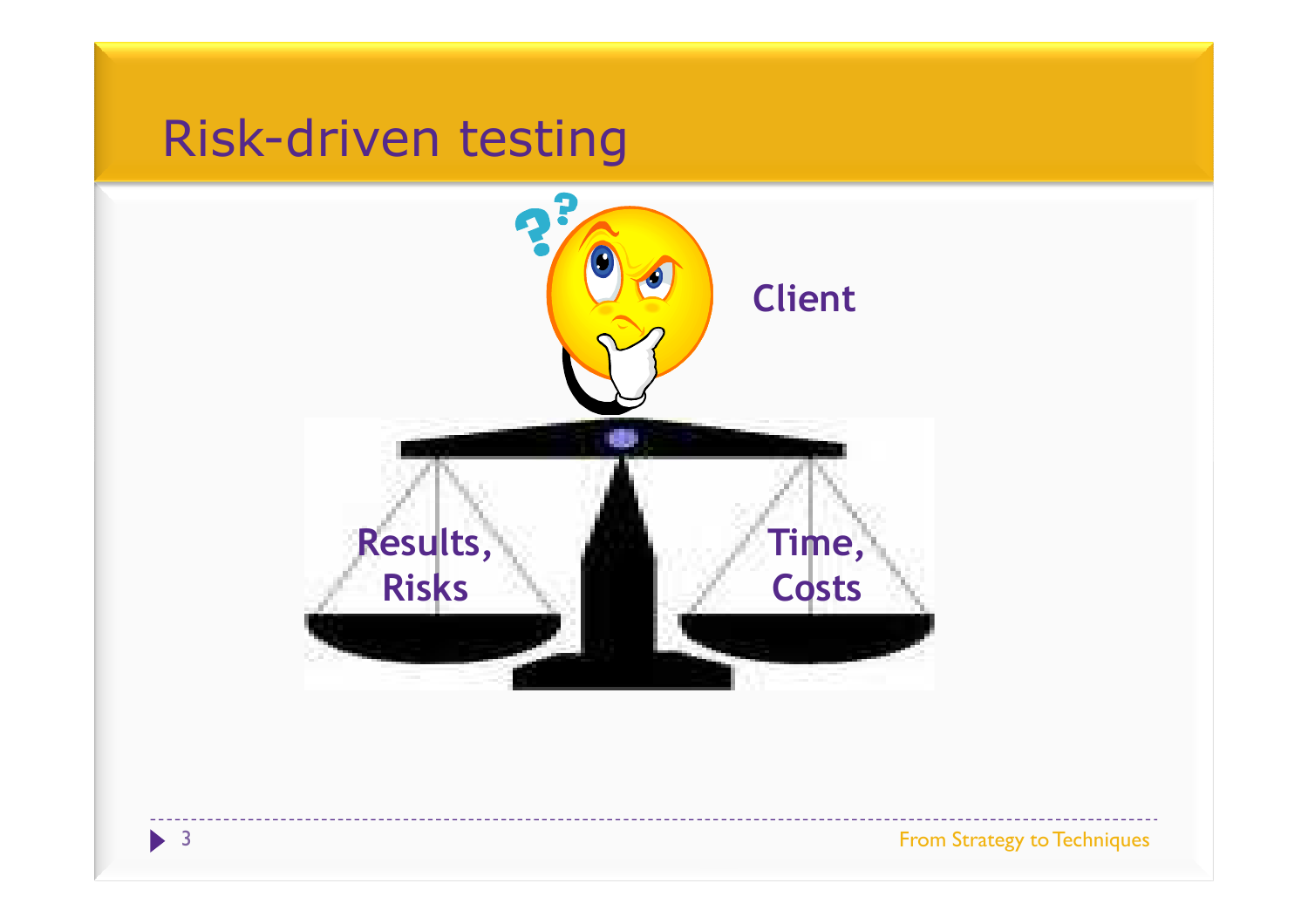# Risk-driven testing

Client

Results, Risks

Time, Costs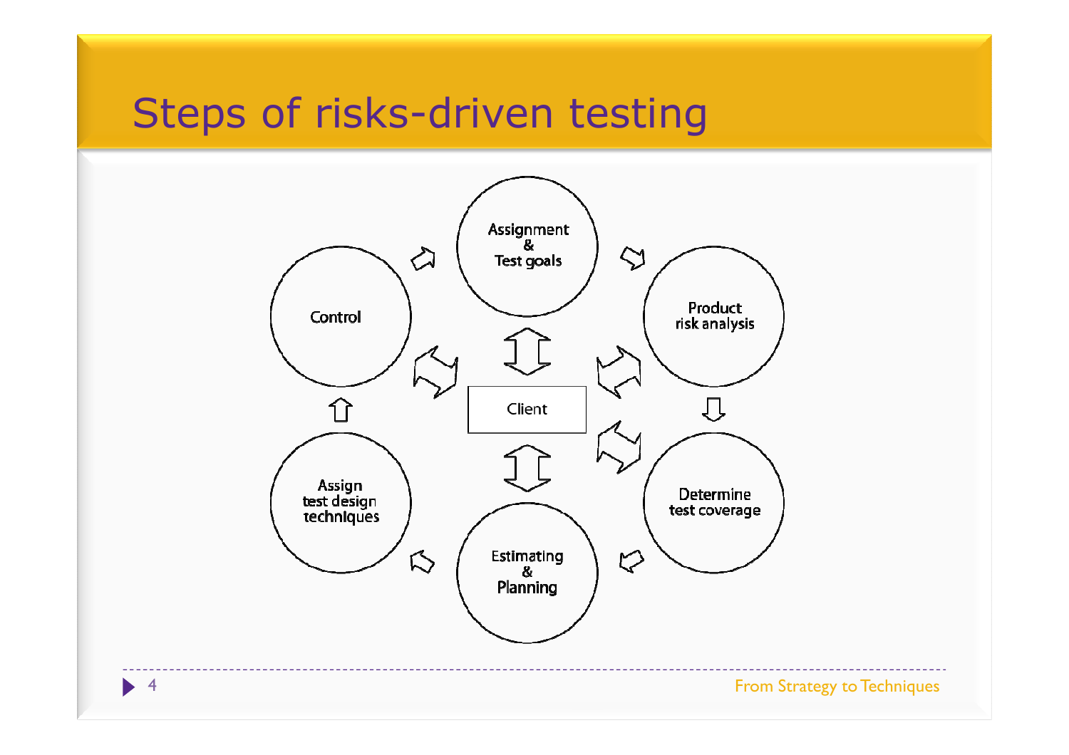# Steps of risks-driven testing

Assignment & Test goals

Product risk analysis

Determine test coverage

Estimating & Planning

Assign test design techniques

Control

Client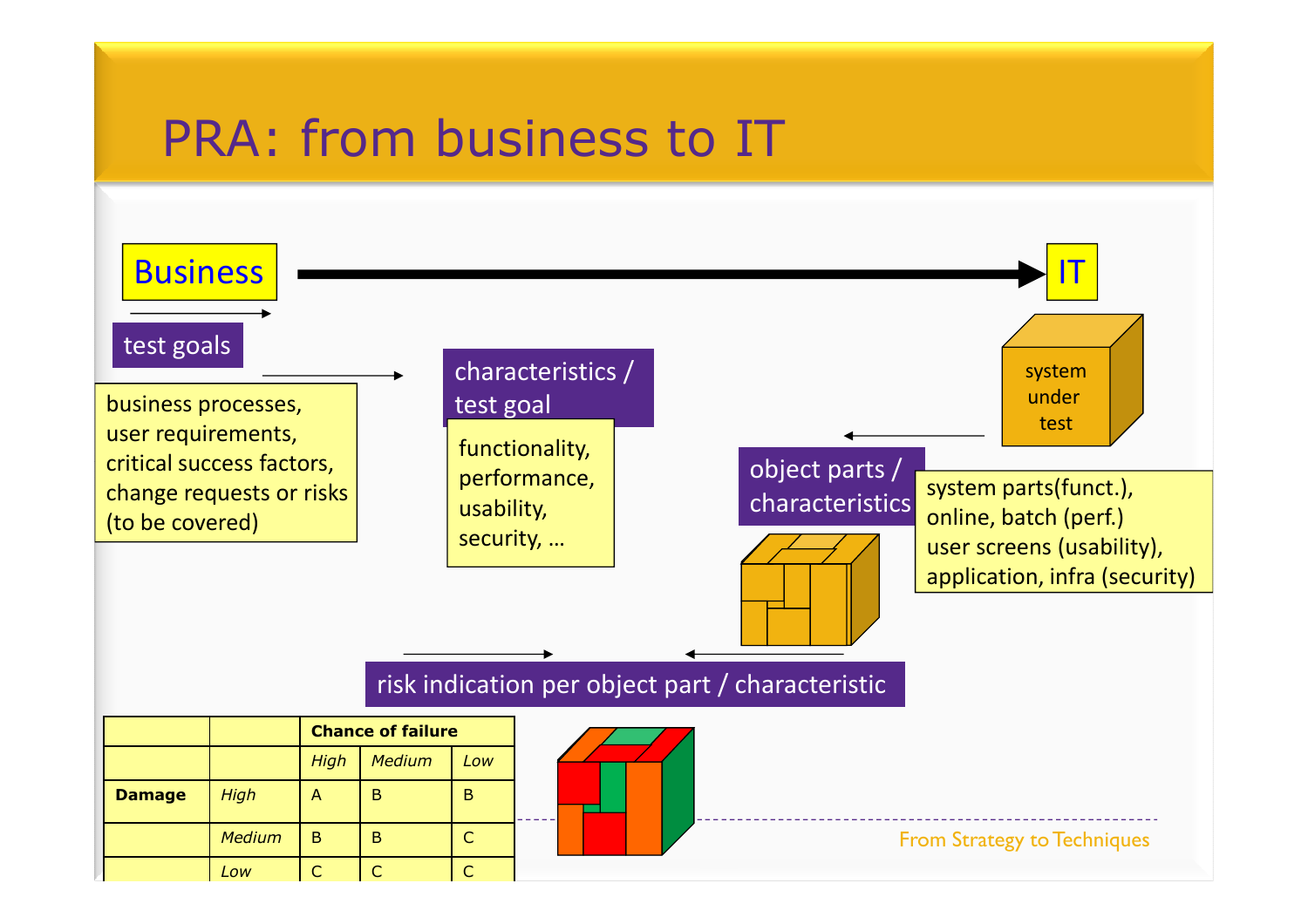# PRA: from business to IT

Business → IT

**test goals**

business processes, user requirements, critical success factors, change requests or risks (to be covered)

**characteristics / test goal**

functionality, performance, usability, security, ...

system under test

**object parts / characteristics**

system parts(funct.), online, batch (perf.) user screens (usability), application, infra (security)

**risk indication per object part / characteristic**

| | | Chance of failure | | |
|---|---|---|---|---|
| | | *High* | *Medium* | *Low* |
| **Damage** | *High* | A | B | B |
| | *Medium* | B | B | C |
| | *Low* | C | C | C |

From Strategy to Techniques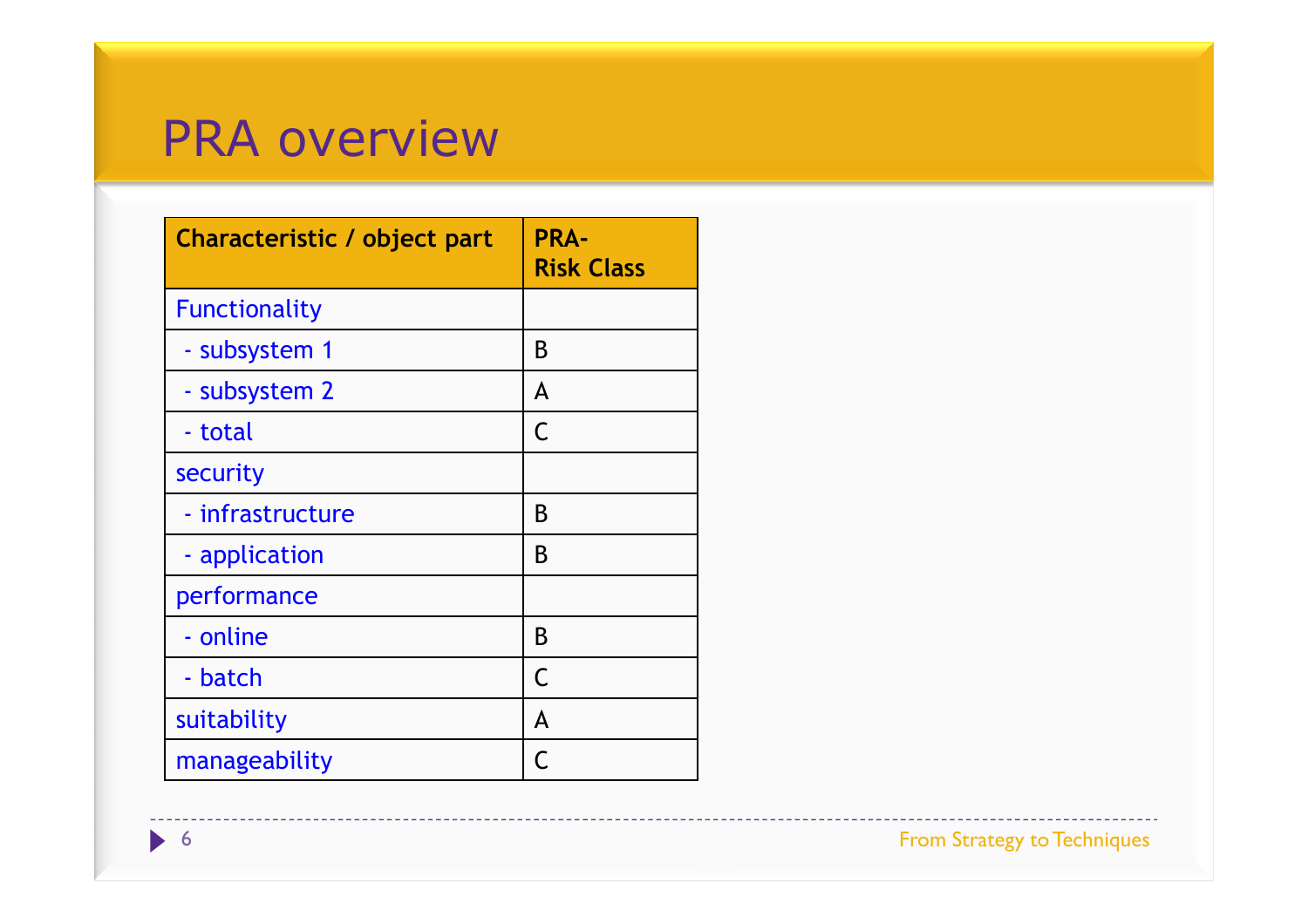# PRA overview

| Characteristic / object part | PRA- Risk Class |
|---|---|
| Functionality | |
| - subsystem 1 | B |
| - subsystem 2 | A |
| - total | C |
| security | |
| - infrastructure | B |
| - application | B |
| performance | |
| - online | B |
| - batch | C |
| suitability | A |
| manageability | C |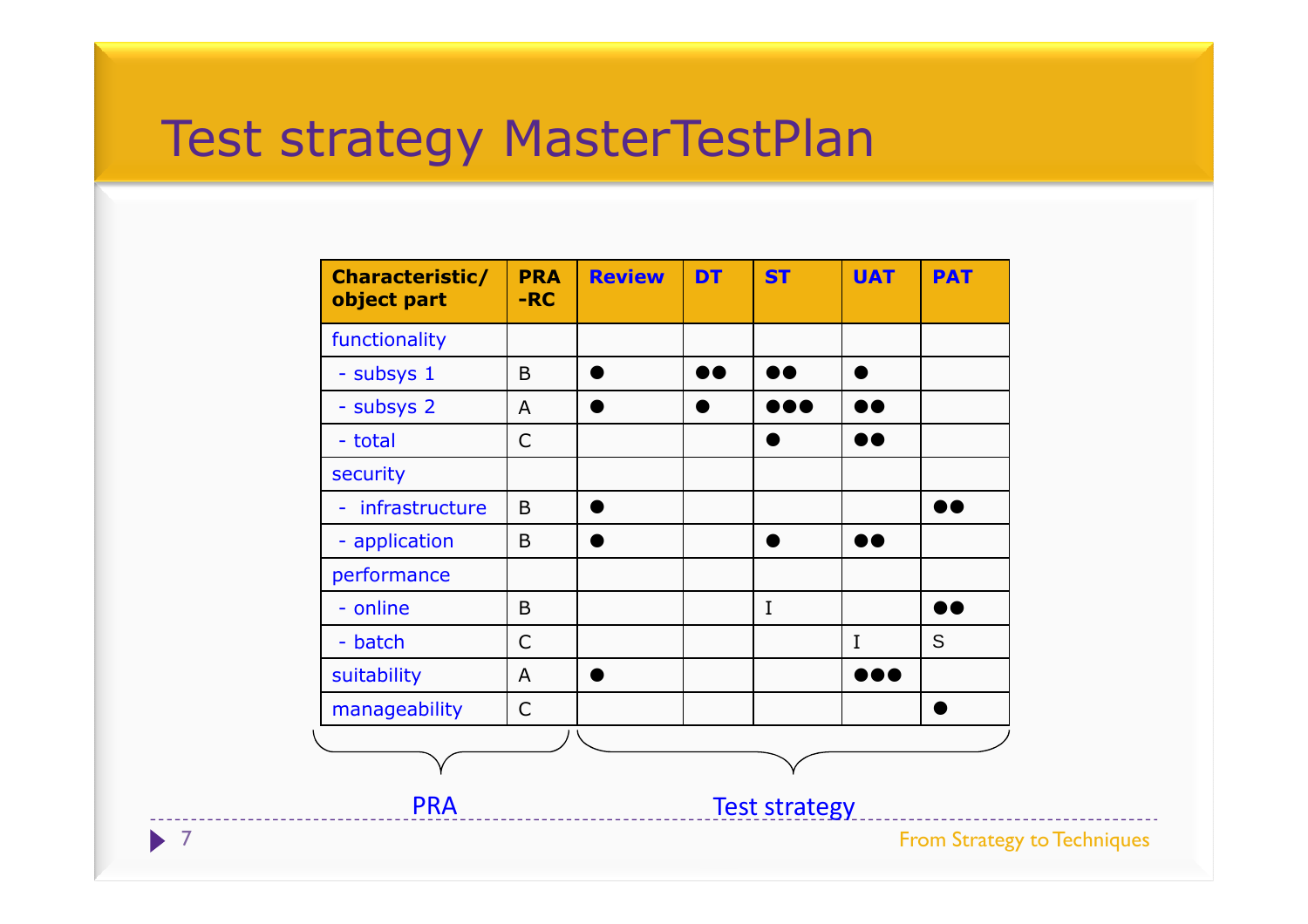# Test strategy MasterTestPlan

| Characteristic/ object part | PRA -RC | Review | DT | ST | UAT | PAT |
|---|---|---|---|---|---|---|
| functionality | | | | | | |
| - subsys 1 | B | ● | ●● | ●● | ● | |
| - subsys 2 | A | ● | ● | ●●● | ●● | |
| - total | C | | | ● | ●● | |
| security | | | | | | |
| - infrastructure | B | ● | | | | ●● |
| - application | B | ● | | ● | ●● | |
| performance | | | | | | |
| - online | B | | | I | | ●● |
| - batch | C | | | | I | S |
| suitability | A | ● | | | ●●● | |
| manageability | C | | | | | ● |

PRA (Characteristic/object part, PRA-RC) — Test strategy (Review, DT, ST, UAT, PAT)

From Strategy to Techniques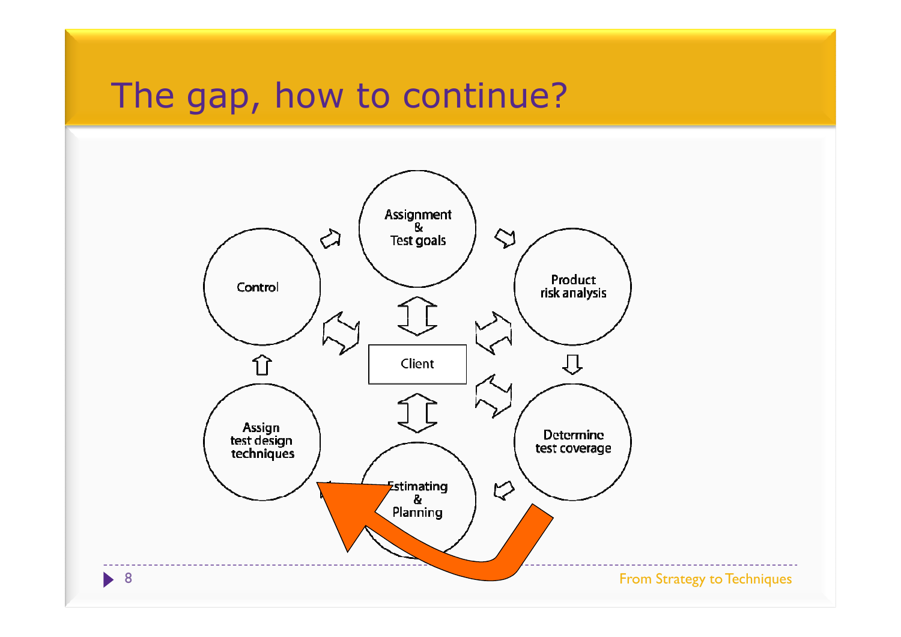# The gap, how to continue?

Assignment & Test goals

Product risk analysis

Determine test coverage

Estimating & Planning

Assign test design techniques

Control

Client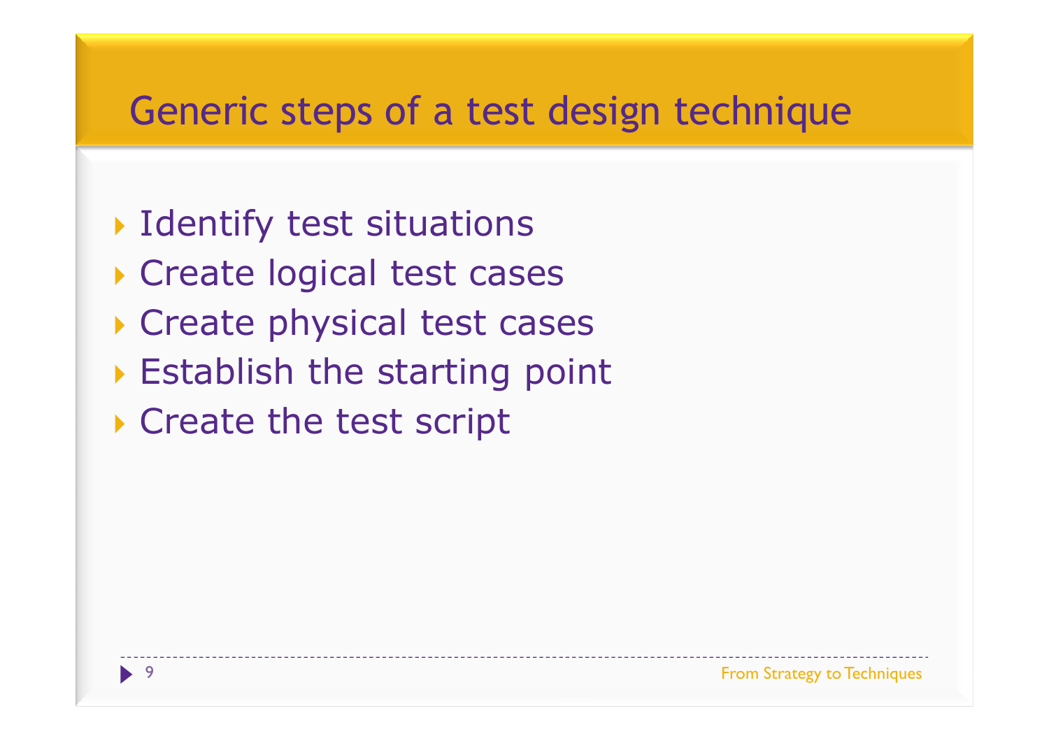# Generic steps of a test design technique

- Identify test situations
- Create logical test cases
- Create physical test cases
- Establish the starting point
- Create the test script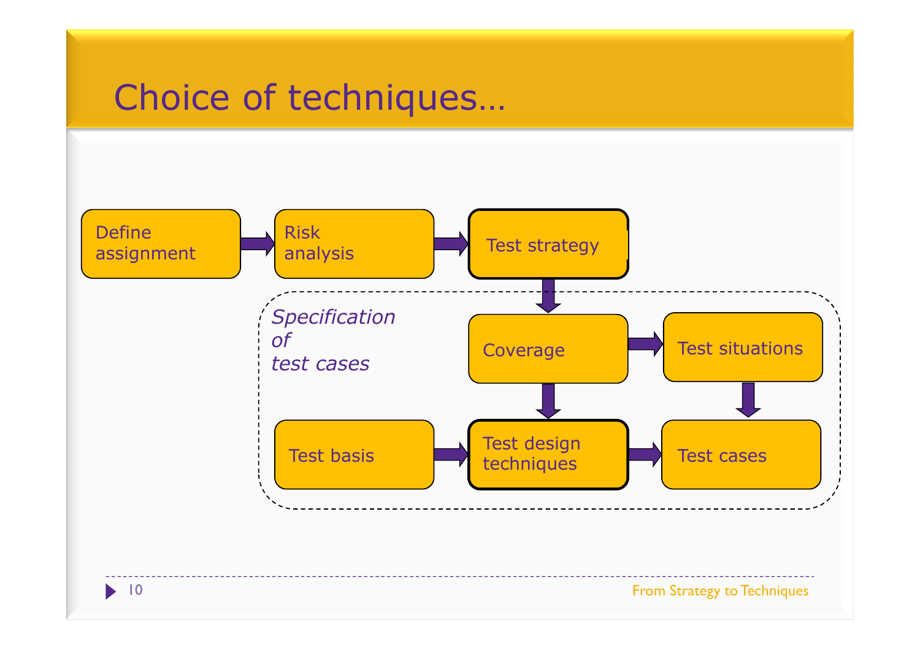# Choice of techniques…

Define assignment → Risk analysis → Test strategy

*Specification of test cases*

Test strategy → Coverage

Coverage → Test situations

Coverage → Test design techniques

Test situations → Test cases

Test basis → Test design techniques → Test cases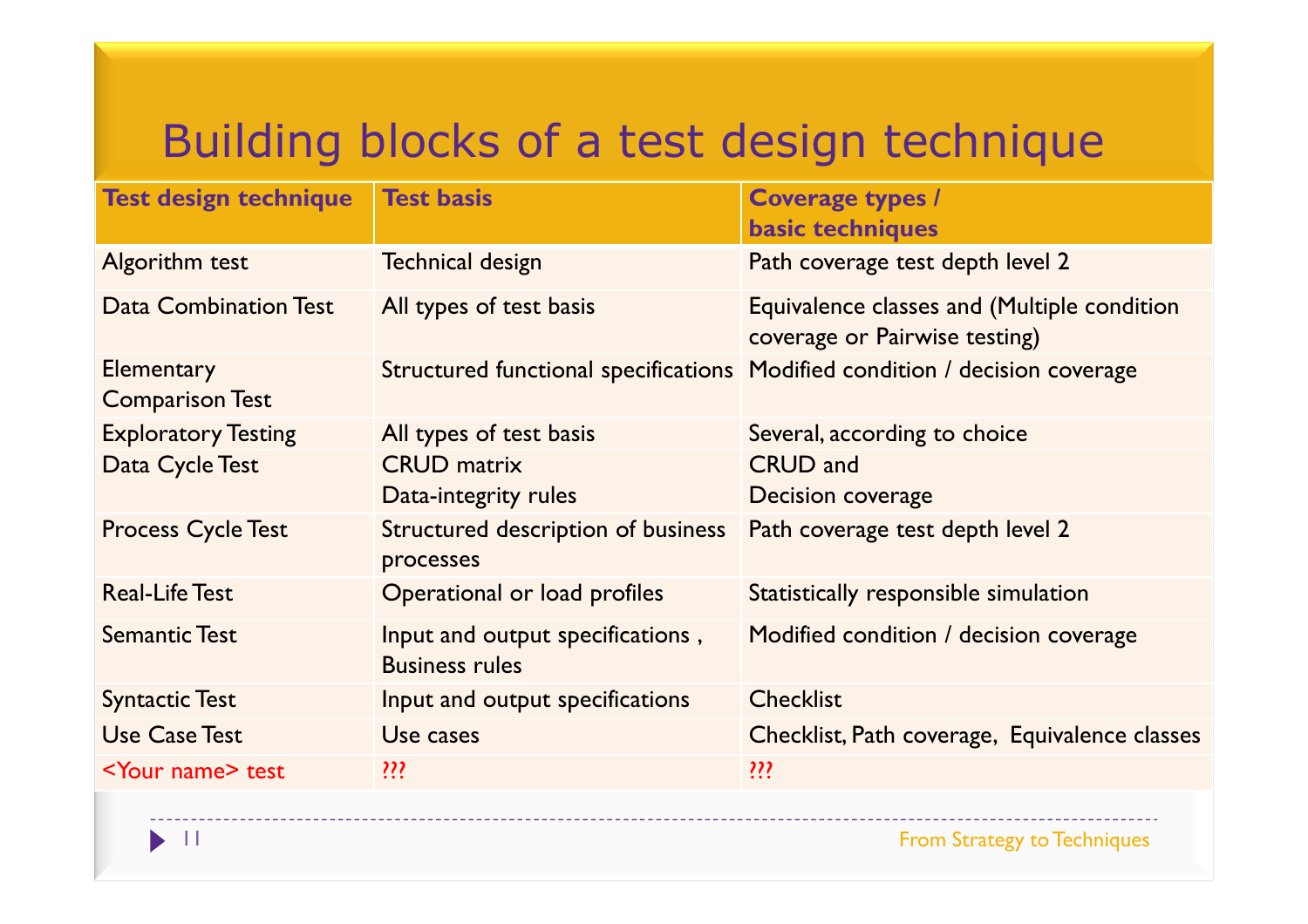# Building blocks of a test design technique

| Test design technique | Test basis | Coverage types / basic techniques |
|---|---|---|
| Algorithm test | Technical design | Path coverage test depth level 2 |
| Data Combination Test | All types of test basis | Equivalence classes and (Multiple condition coverage or Pairwise testing) |
| Elementary Comparison Test | Structured functional specifications | Modified condition / decision coverage |
| Exploratory Testing | All types of test basis | Several, according to choice |
| Data Cycle Test | CRUD matrix<br>Data-integrity rules | CRUD and<br>Decision coverage |
| Process Cycle Test | Structured description of business processes | Path coverage test depth level 2 |
| Real-Life Test | Operational or load profiles | Statistically responsible simulation |
| Semantic Test | Input and output specifications , Business rules | Modified condition / decision coverage |
| Syntactic Test | Input and output specifications | Checklist |
| Use Case Test | Use cases | Checklist, Path coverage, Equivalence classes |
| <Your name> test | ??? | ??? |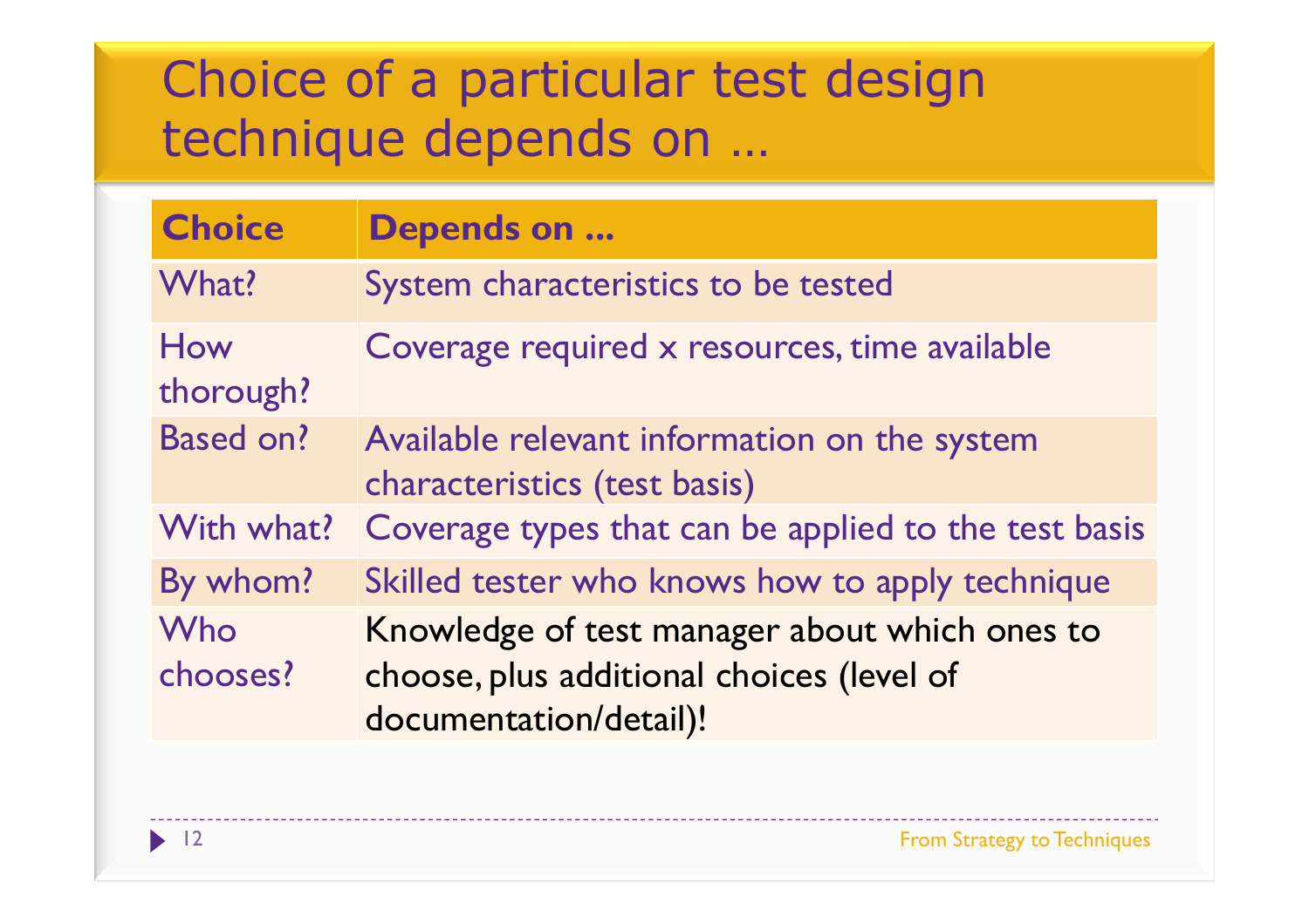# Choice of a particular test design technique depends on …

| Choice | Depends on … |
|---|---|
| What? | System characteristics to be tested |
| How thorough? | Coverage required x resources, time available |
| Based on? | Available relevant information on the system characteristics (test basis) |
| With what? | Coverage types that can be applied to the test basis |
| By whom? | Skilled tester who knows how to apply technique |
| Who chooses? | Knowledge of test manager about which ones to choose, plus additional choices (level of documentation/detail)! |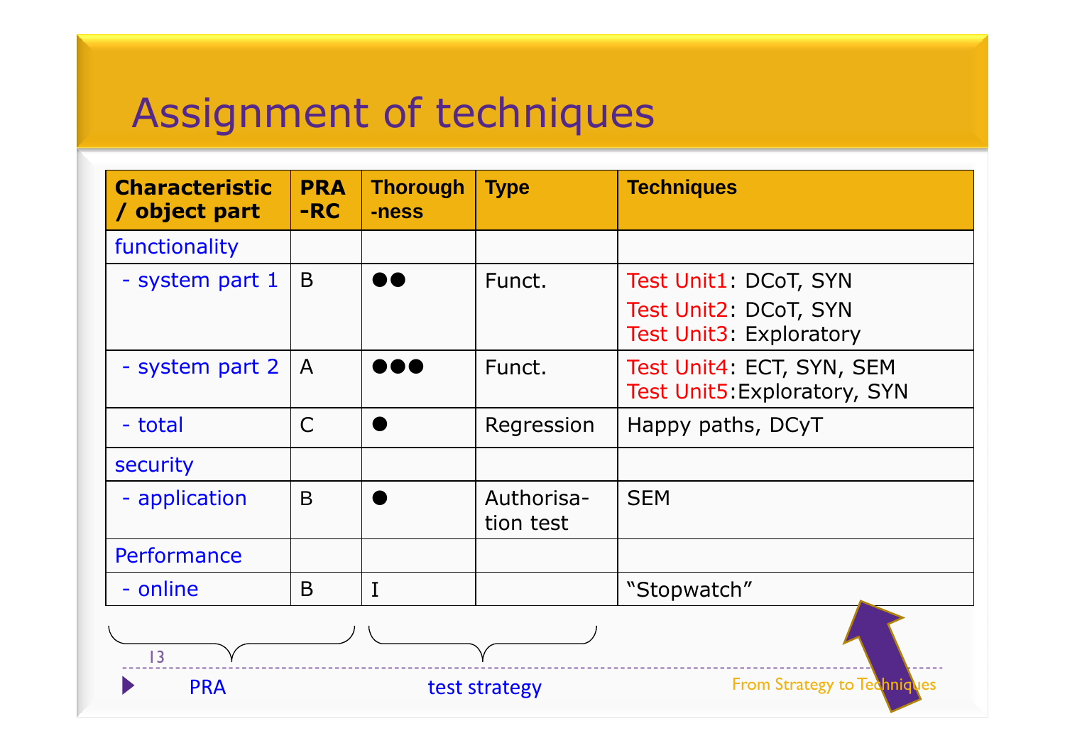# Assignment of techniques

| Characteristic / object part | PRA -RC | Thorough -ness | Type | Techniques |
|---|---|---|---|---|
| functionality | | | | |
| - system part 1 | B | ●● | Funct. | Test Unit1: DCoT, SYN<br>Test Unit2: DCoT, SYN<br>Test Unit3: Exploratory |
| - system part 2 | A | ●●● | Funct. | Test Unit4: ECT, SYN, SEM<br>Test Unit5:Exploratory, SYN |
| - total | C | ● | Regression | Happy paths, DCyT |
| security | | | | |
| - application | B | ● | Authorisa-tion test | SEM |
| Performance | | | | |
| - online | B | I | | "Stopwatch" |

PRA — test strategy

From Strategy to Techniques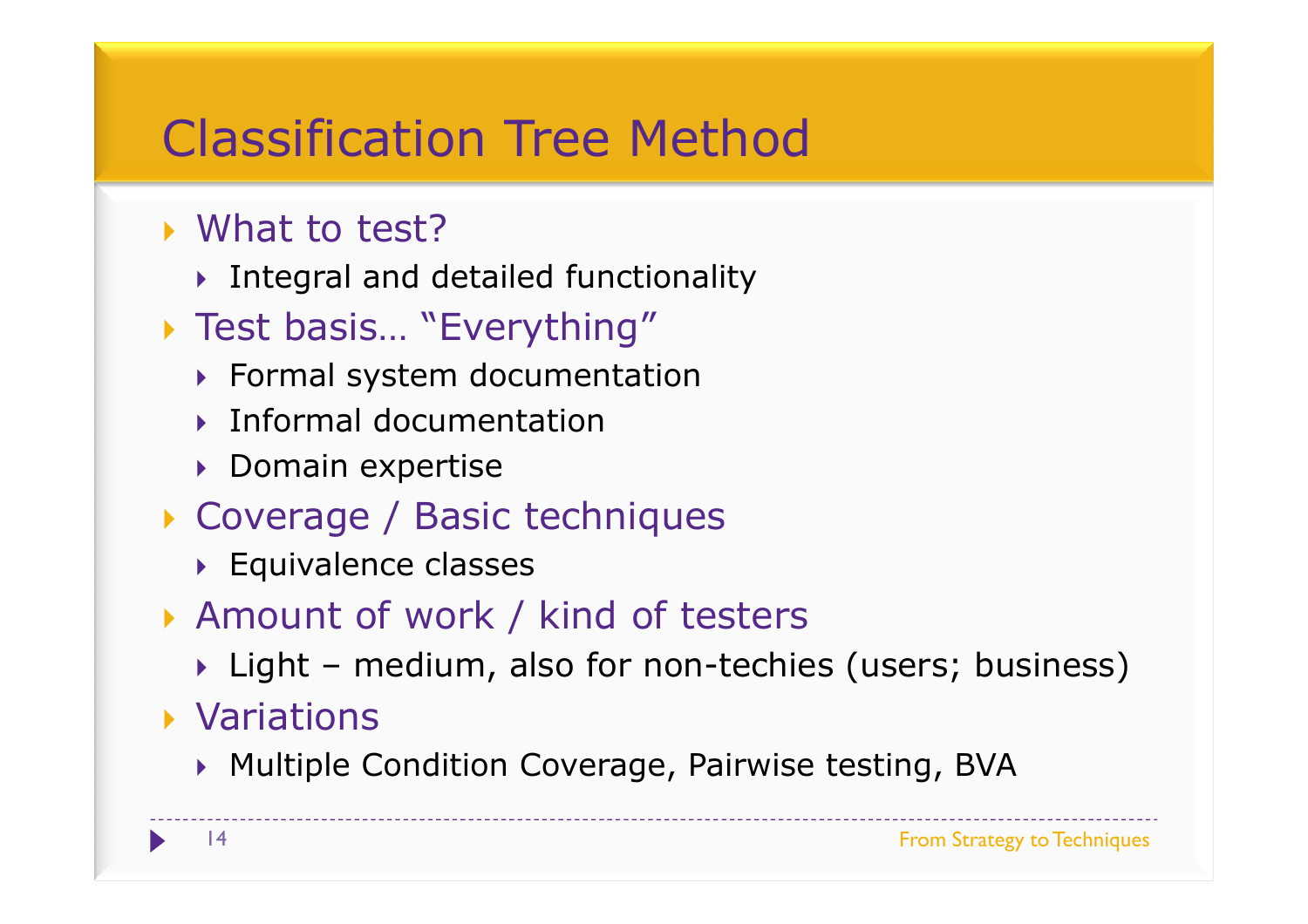# Classification Tree Method

- What to test?
  - Integral and detailed functionality
- Test basis… "Everything"
  - Formal system documentation
  - Informal documentation
  - Domain expertise
- Coverage / Basic techniques
  - Equivalence classes
- Amount of work / kind of testers
  - Light – medium, also for non-techies (users; business)
- Variations
  - Multiple Condition Coverage, Pairwise testing, BVA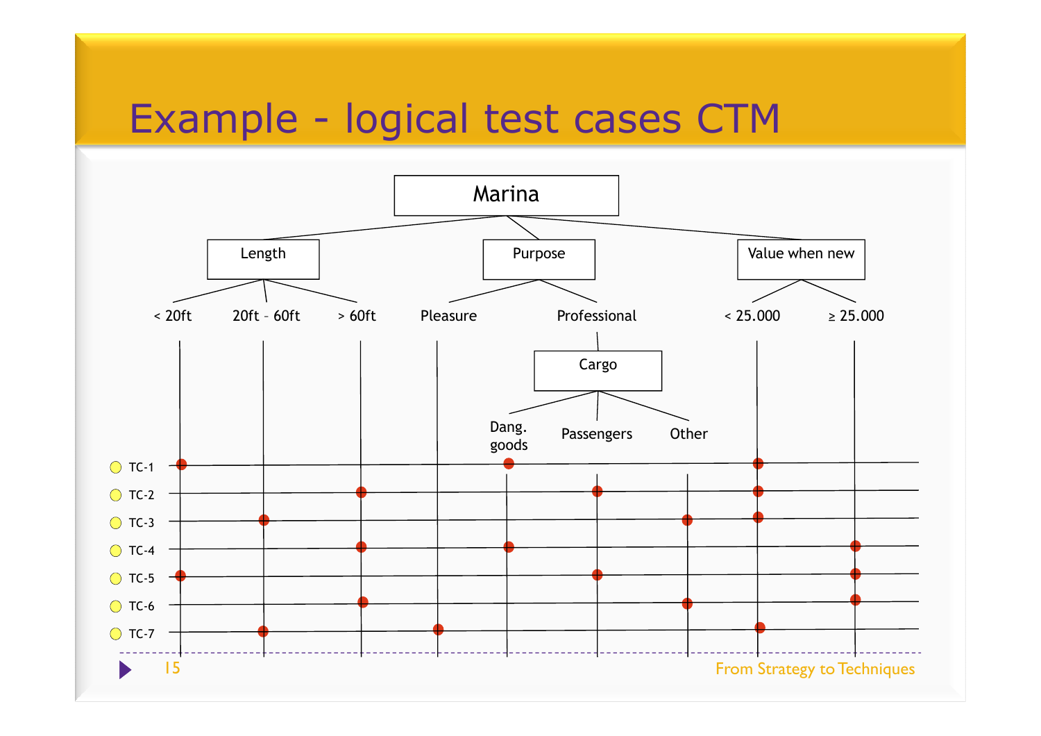# Example - logical test cases CTM

Marina

- Length
  - < 20ft
  - 20ft – 60ft
  - > 60ft
- Purpose
  - Pleasure
  - Professional
    - Cargo
      - Dang. goods
      - Passengers
      - Other
- Value when new
  - < 25.000
  - ≥ 25.000

| | < 20ft | 20ft – 60ft | > 60ft | Pleasure | Dang. goods | Passengers | Other | < 25.000 | ≥ 25.000 |
|---|---|---|---|---|---|---|---|---|---|
| TC-1 | ● | | | | ● | | | ● | |
| TC-2 | | | ● | | | ● | | ● | |
| TC-3 | | ● | | | | | ● | ● | |
| TC-4 | | | ● | | ● | | | | ● |
| TC-5 | ● | | | | | ● | | | ● |
| TC-6 | | | ● | | | | ● | | ● |
| TC-7 | | ● | | ● | | | | ● | |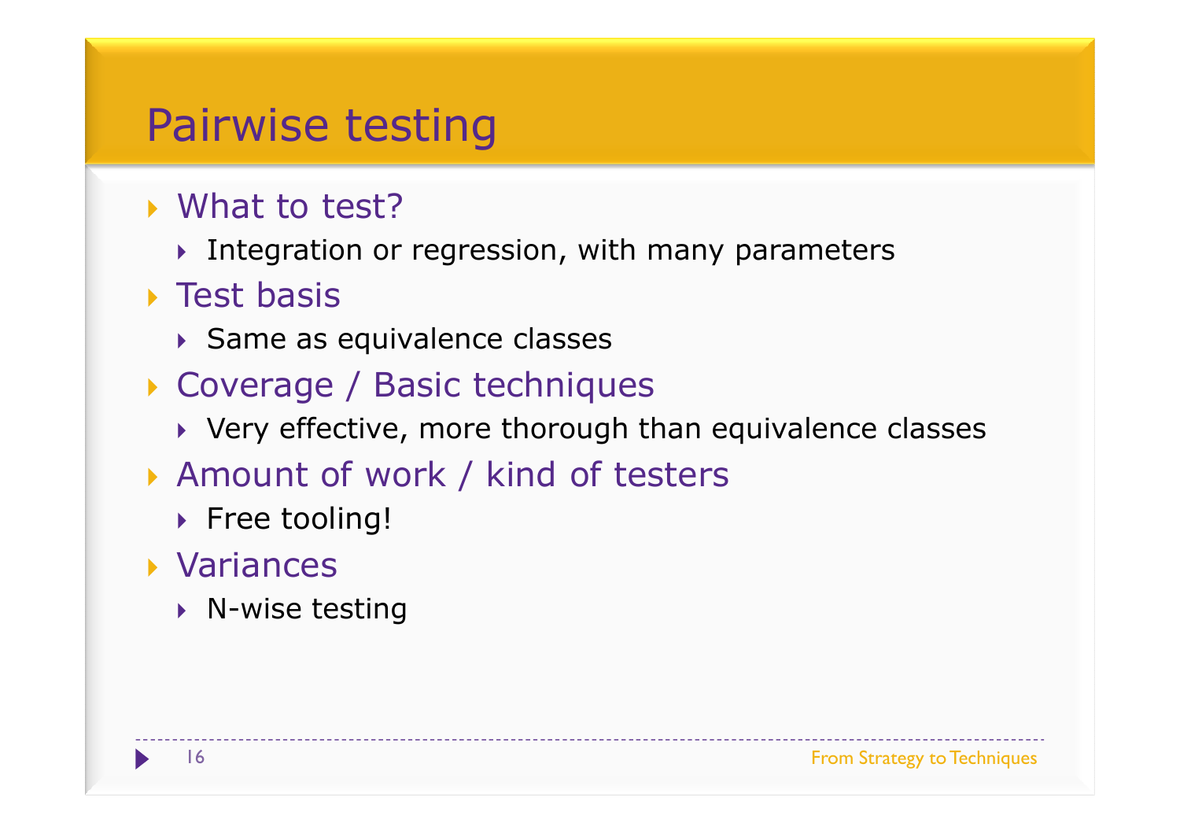# Pairwise testing

- What to test?
  - Integration or regression, with many parameters
- Test basis
  - Same as equivalence classes
- Coverage / Basic techniques
  - Very effective, more thorough than equivalence classes
- Amount of work / kind of testers
  - Free tooling!
- Variances
  - N-wise testing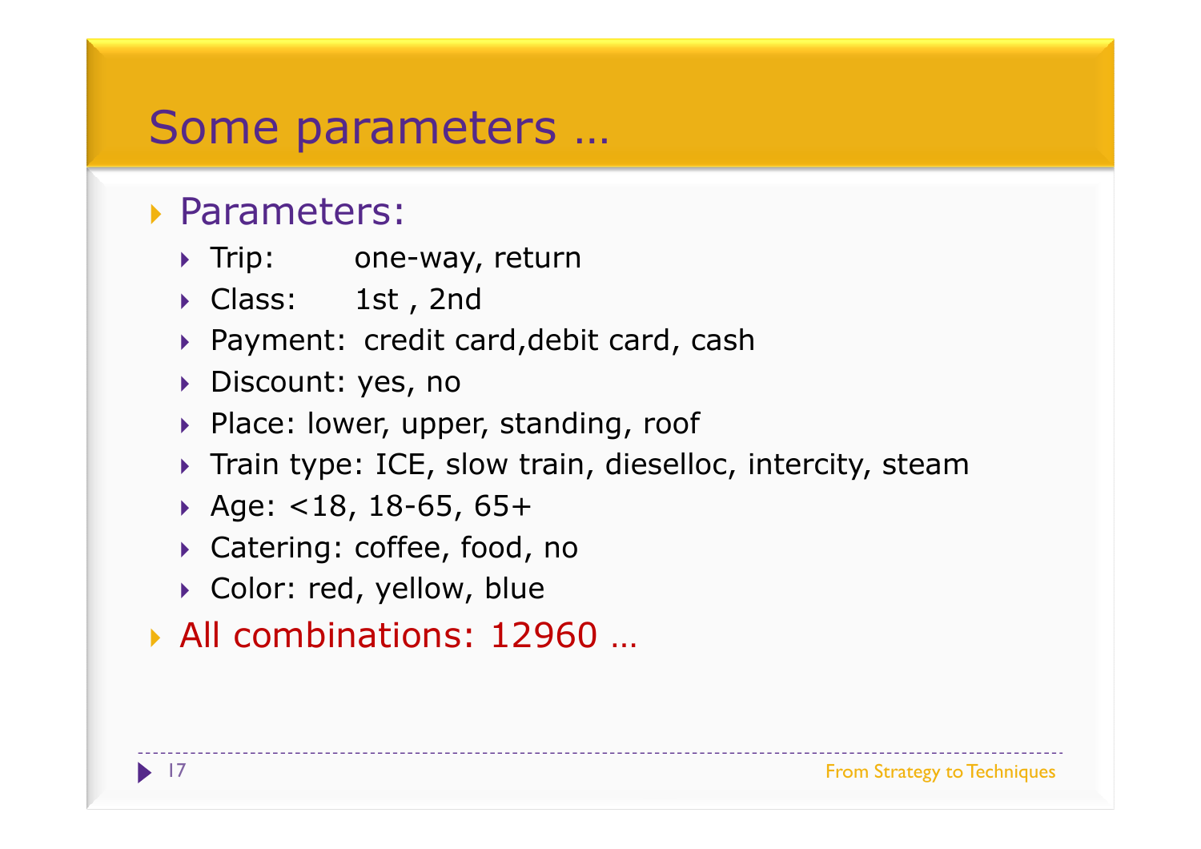# Some parameters …

- Parameters:
  - Trip: one-way, return
  - Class: 1st , 2nd
  - Payment: credit card,debit card, cash
  - Discount: yes, no
  - Place: lower, upper, standing, roof
  - Train type: ICE, slow train, dieselloc, intercity, steam
  - Age: <18, 18-65, 65+
  - Catering: coffee, food, no
  - Color: red, yellow, blue
- All combinations: 12960 …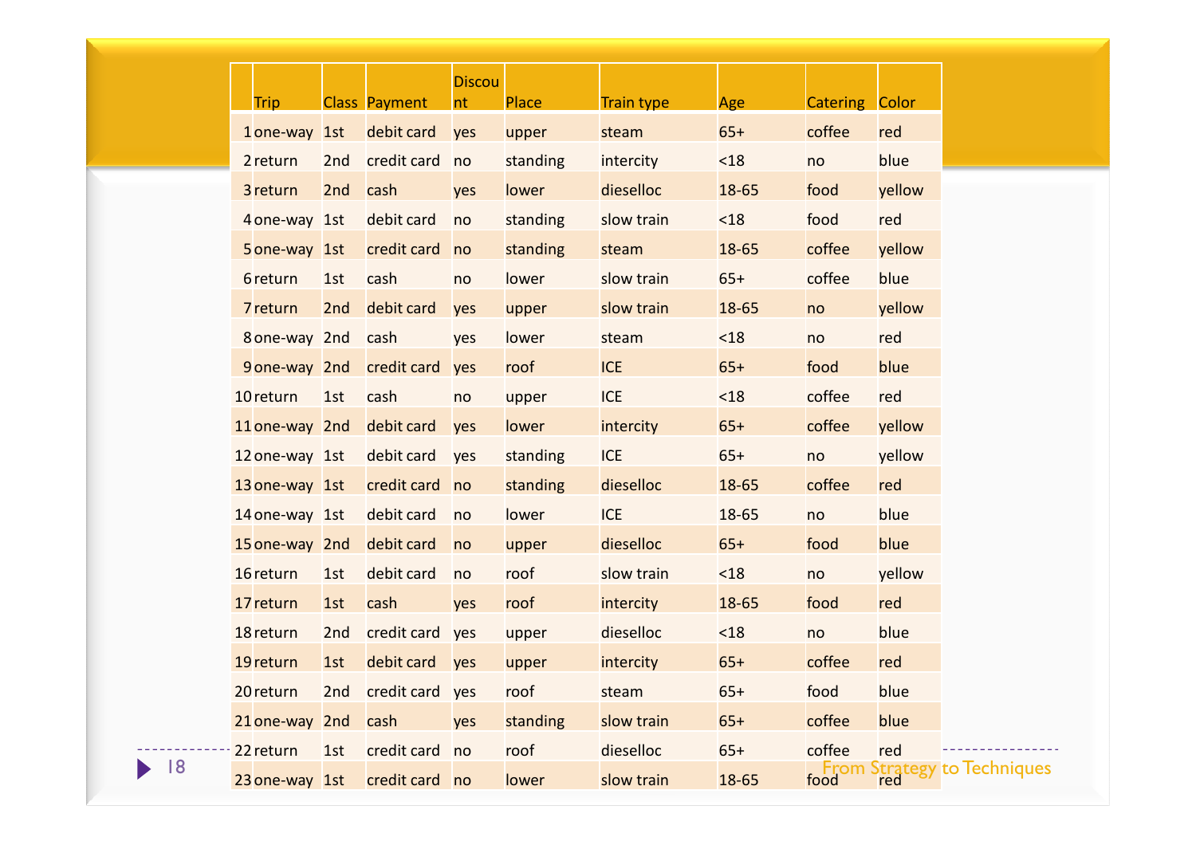| | Trip | Class | Payment | Discount | Place | Train type | Age | Catering | Color |
|---|---|---|---|---|---|---|---|---|---|
| 1 | one-way | 1st | debit card | yes | upper | steam | 65+ | coffee | red |
| 2 | return | 2nd | credit card | no | standing | intercity | <18 | no | blue |
| 3 | return | 2nd | cash | yes | lower | dieselloc | 18-65 | food | yellow |
| 4 | one-way | 1st | debit card | no | standing | slow train | <18 | food | red |
| 5 | one-way | 1st | credit card | no | standing | steam | 18-65 | coffee | yellow |
| 6 | return | 1st | cash | no | lower | slow train | 65+ | coffee | blue |
| 7 | return | 2nd | debit card | yes | upper | slow train | 18-65 | no | yellow |
| 8 | one-way | 2nd | cash | yes | lower | steam | <18 | no | red |
| 9 | one-way | 2nd | credit card | yes | roof | ICE | 65+ | food | blue |
| 10 | return | 1st | cash | no | upper | ICE | <18 | coffee | red |
| 11 | one-way | 2nd | debit card | yes | lower | intercity | 65+ | coffee | yellow |
| 12 | one-way | 1st | debit card | yes | standing | ICE | 65+ | no | yellow |
| 13 | one-way | 1st | credit card | no | standing | dieselloc | 18-65 | coffee | red |
| 14 | one-way | 1st | debit card | no | lower | ICE | 18-65 | no | blue |
| 15 | one-way | 2nd | debit card | no | upper | dieselloc | 65+ | food | blue |
| 16 | return | 1st | debit card | no | roof | slow train | <18 | no | yellow |
| 17 | return | 1st | cash | yes | roof | intercity | 18-65 | food | red |
| 18 | return | 2nd | credit card | yes | upper | dieselloc | <18 | no | blue |
| 19 | return | 1st | debit card | yes | upper | intercity | 65+ | coffee | red |
| 20 | return | 2nd | credit card | yes | roof | steam | 65+ | food | blue |
| 21 | one-way | 2nd | cash | yes | standing | slow train | 65+ | coffee | blue |
| 22 | return | 1st | credit card | no | roof | dieselloc | 65+ | coffee | red |
| 23 | one-way | 1st | credit card | no | lower | slow train | 18-65 | food | red |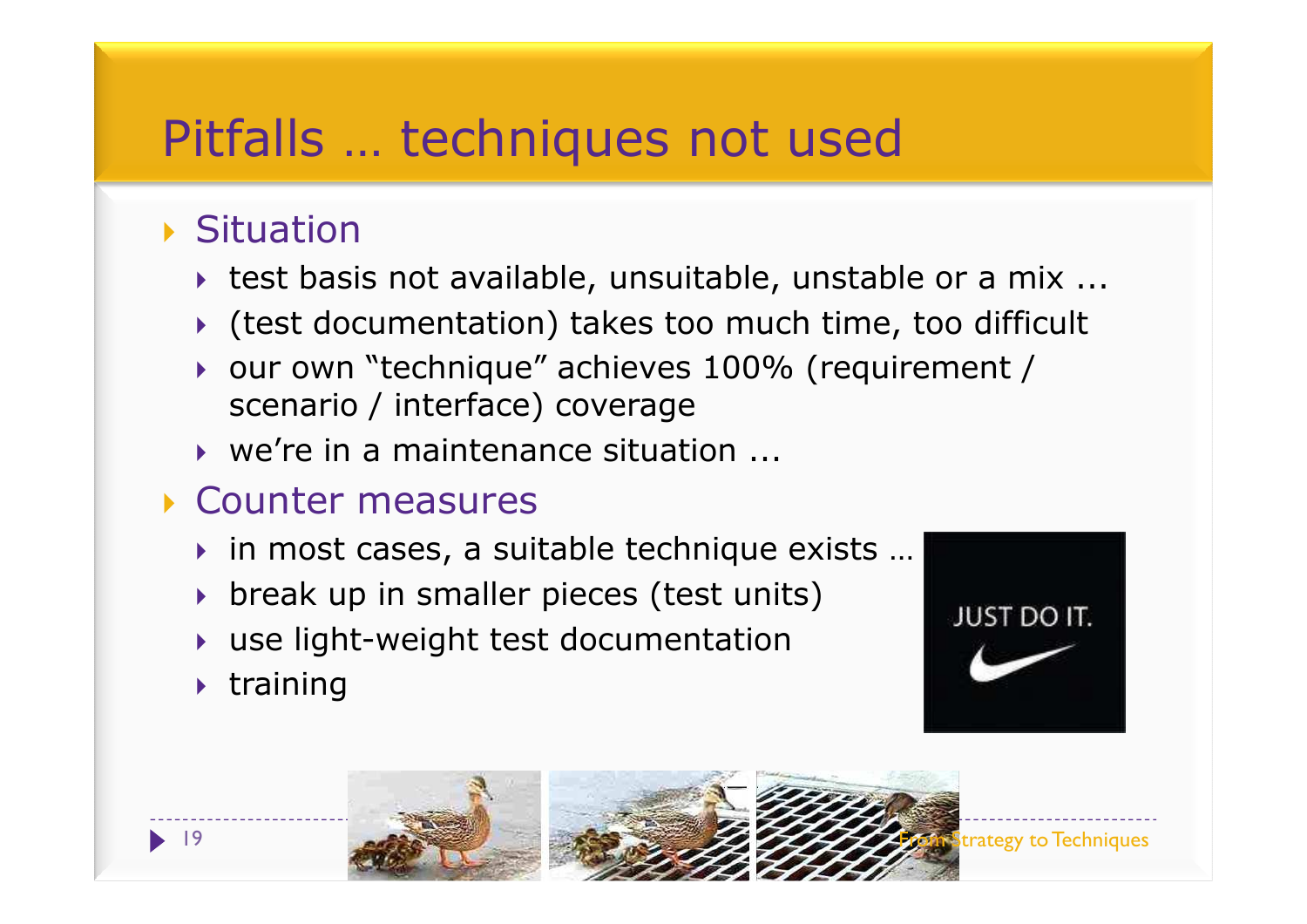# Pitfalls … techniques not used

- Situation
  - test basis not available, unsuitable, unstable or a mix ...
  - (test documentation) takes too much time, too difficult
  - our own "technique" achieves 100% (requirement / scenario / interface) coverage
  - we're in a maintenance situation ...
- Counter measures
  - in most cases, a suitable technique exists …
  - break up in smaller pieces (test units)
  - use light-weight test documentation
  - training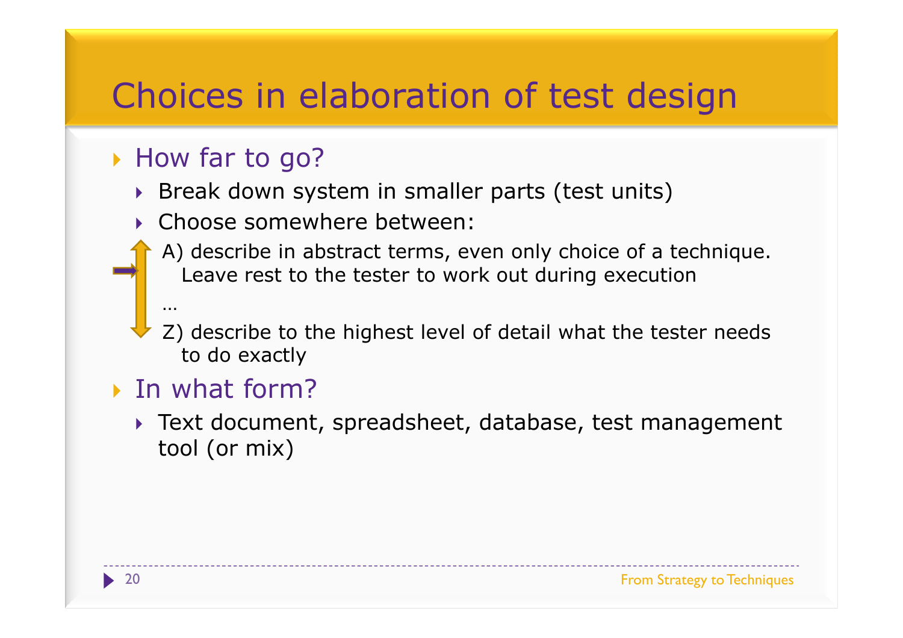# Choices in elaboration of test design

- How far to go?
  - Break down system in smaller parts (test units)
  - Choose somewhere between:

    A) describe in abstract terms, even only choice of a technique. Leave rest to the tester to work out during execution

    …

    Z) describe to the highest level of detail what the tester needs to do exactly
- In what form?
  - Text document, spreadsheet, database, test management tool (or mix)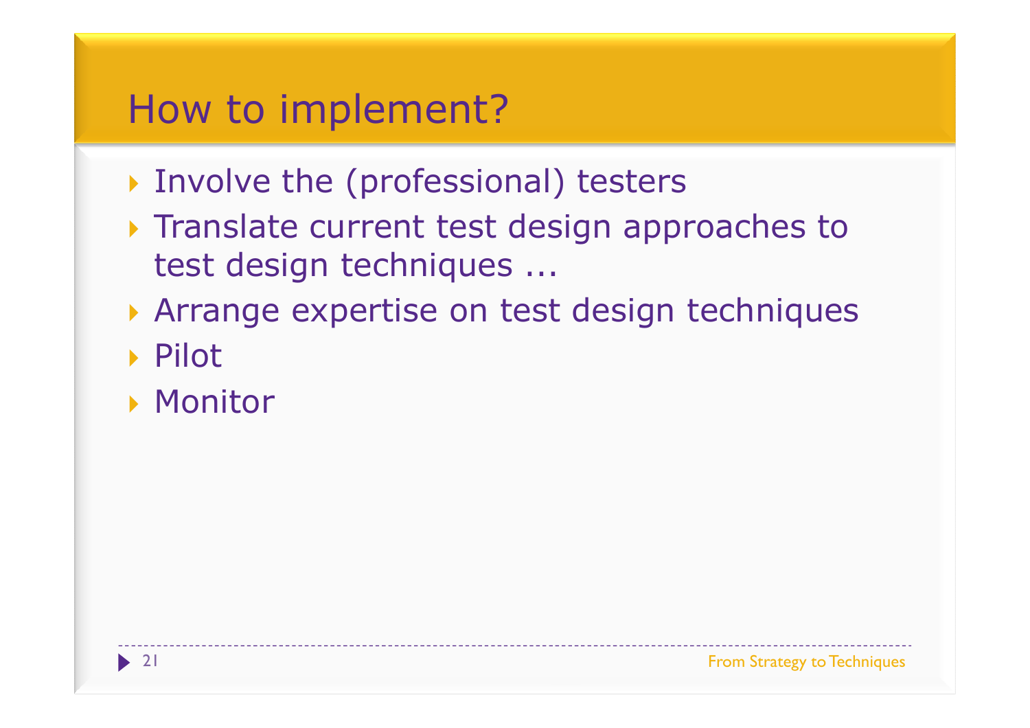# How to implement?

- Involve the (professional) testers
- Translate current test design approaches to test design techniques ...
- Arrange expertise on test design techniques
- Pilot
- Monitor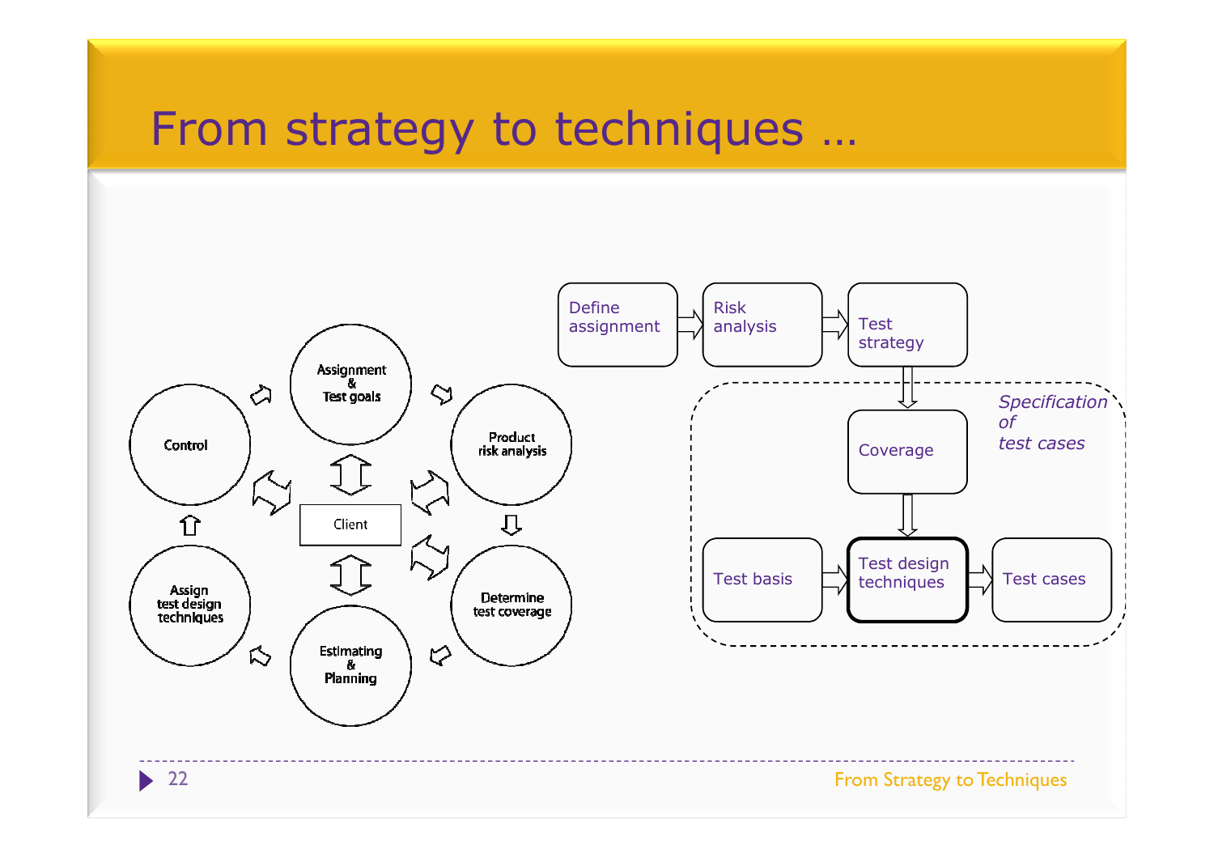# From strategy to techniques …

Control

Assignment & Test goals

Product risk analysis

Client

Determine test coverage

Estimating & Planning

Assign test design techniques

Define assignment → Risk analysis → Test strategy

*Specification of test cases*

Coverage

Test basis → Test design techniques → Test cases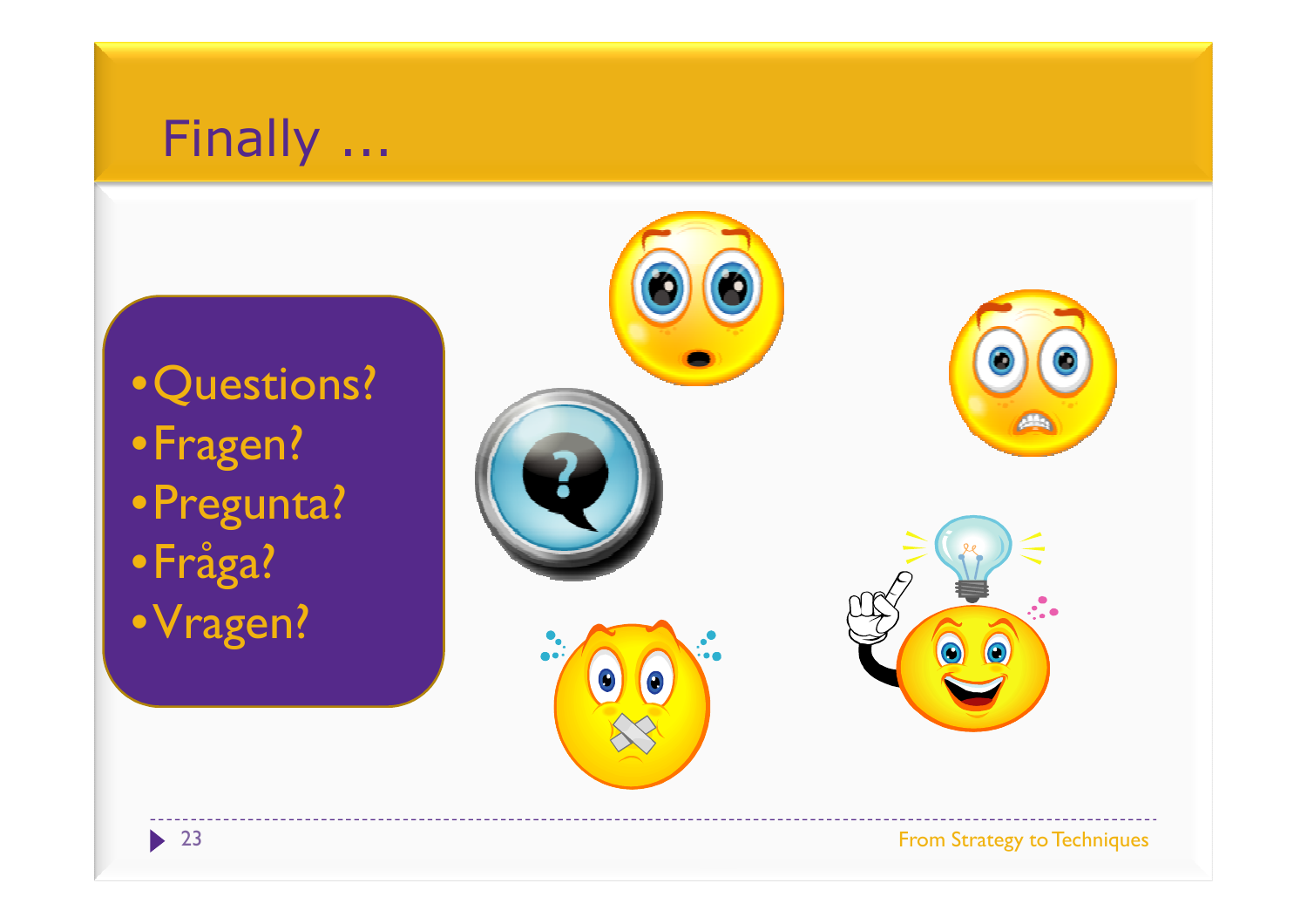# Finally …

- Questions?
- Fragen?
- Pregunta?
- Fråga?
- Vragen?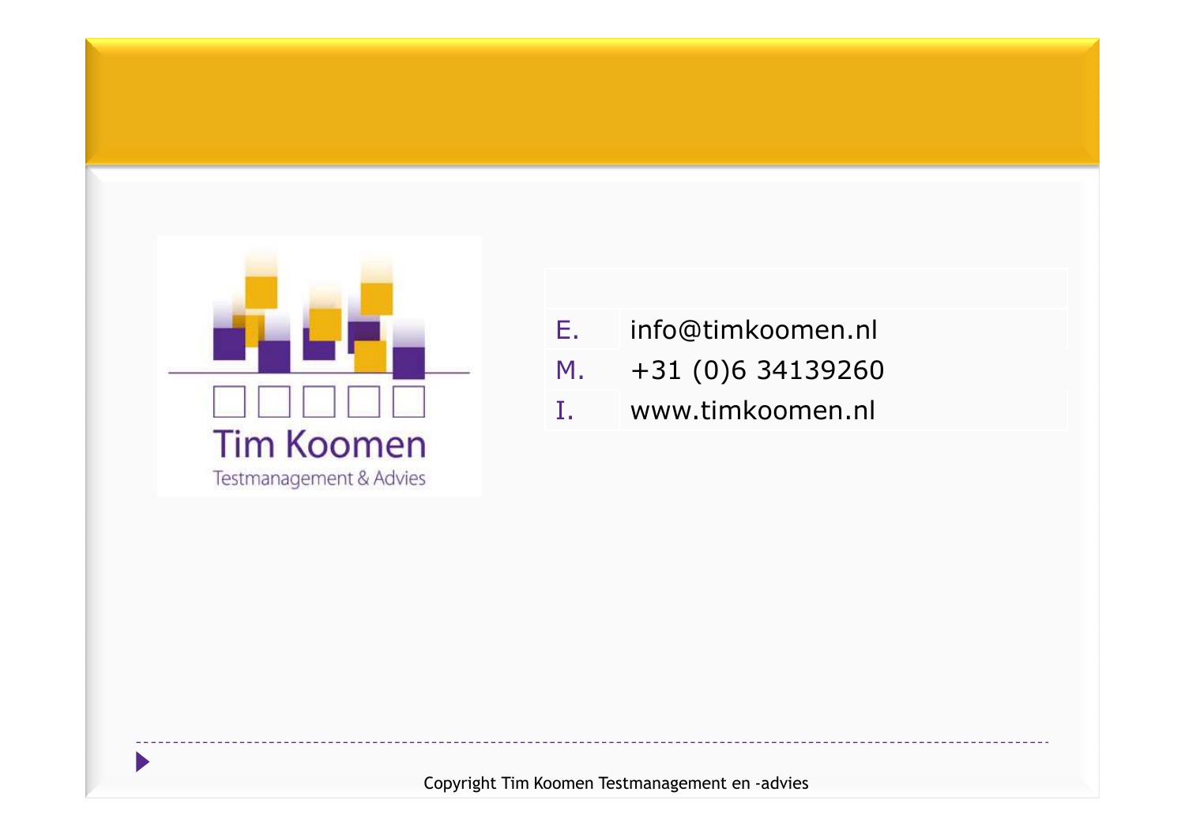Tim Koomen

Testmanagement & Advies

| | |
|---|---|
| E. | info@timkoomen.nl |
| M. | +31 (0)6 34139260 |
| I. | www.timkoomen.nl |

Copyright Tim Koomen Testmanagement en -advies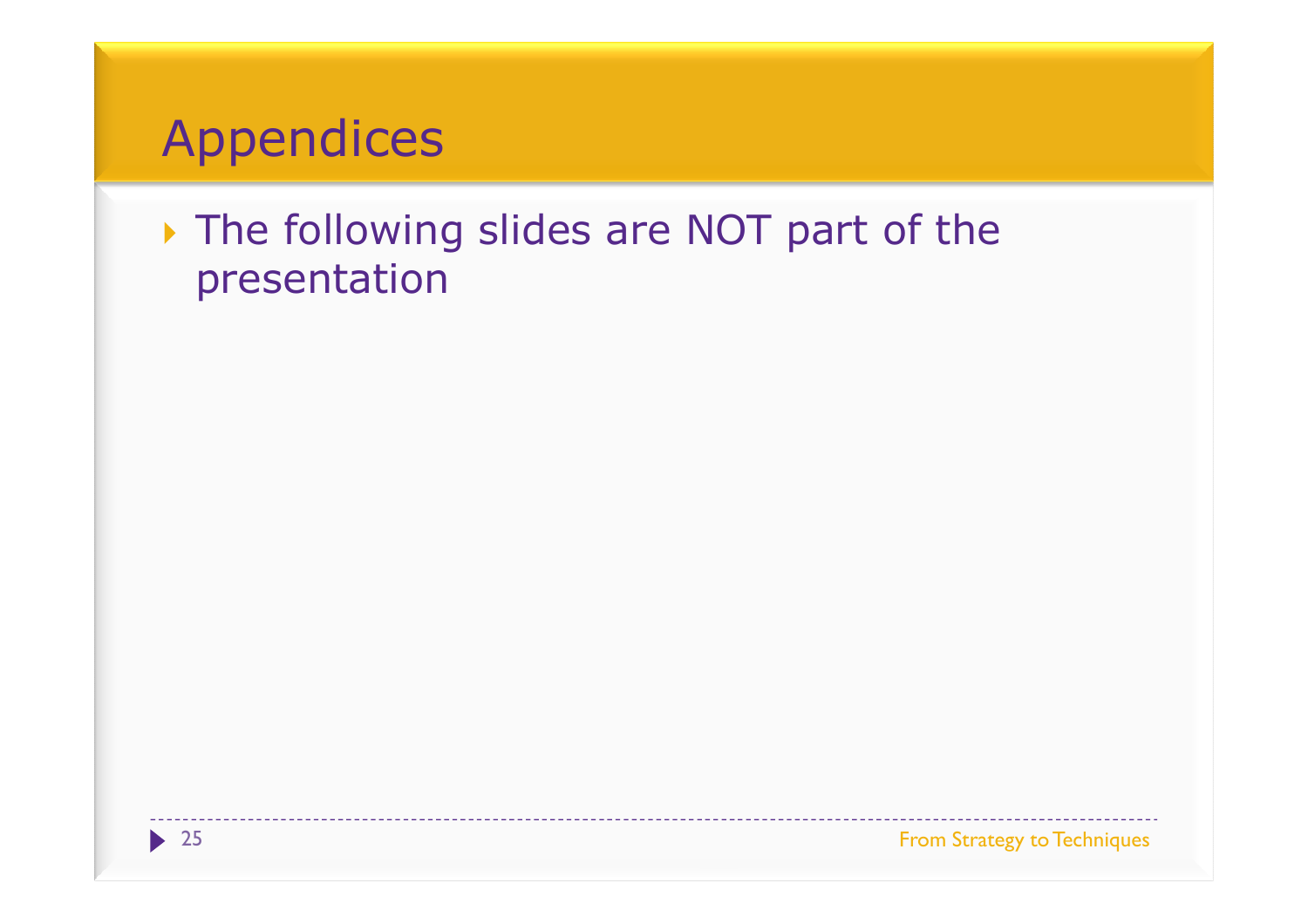# Appendices

- The following slides are NOT part of the presentation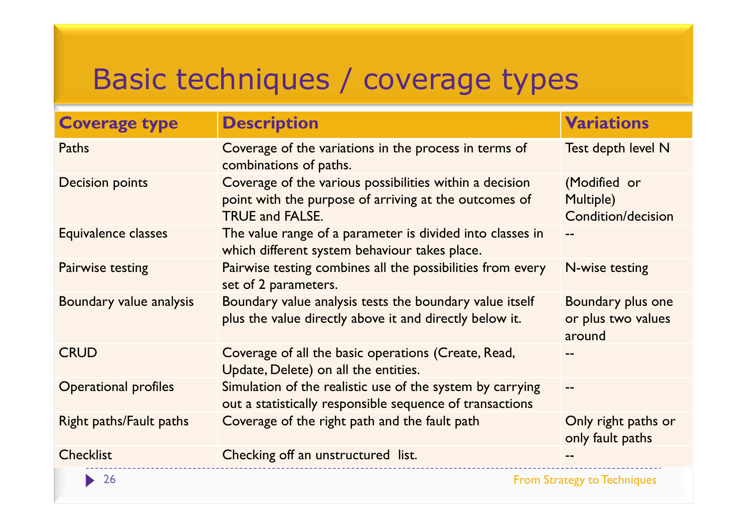# Basic techniques / coverage types

| Coverage type | Description | Variations |
| --- | --- | --- |
| Paths | Coverage of the variations in the process in terms of combinations of paths. | Test depth level N |
| Decision points | Coverage of the various possibilities within a decision point with the purpose of arriving at the outcomes of TRUE and FALSE. | (Modified or Multiple) Condition/decision |
| Equivalence classes | The value range of a parameter is divided into classes in which different system behaviour takes place. | -- |
| Pairwise testing | Pairwise testing combines all the possibilities from every set of 2 parameters. | N-wise testing |
| Boundary value analysis | Boundary value analysis tests the boundary value itself plus the value directly above it and directly below it. | Boundary plus one or plus two values around |
| CRUD | Coverage of all the basic operations (Create, Read, Update, Delete) on all the entities. | -- |
| Operational profiles | Simulation of the realistic use of the system by carrying out a statistically responsible sequence of transactions | -- |
| Right paths/Fault paths | Coverage of the right path and the fault path | Only right paths or only fault paths |
| Checklist | Checking off an unstructured list. | -- |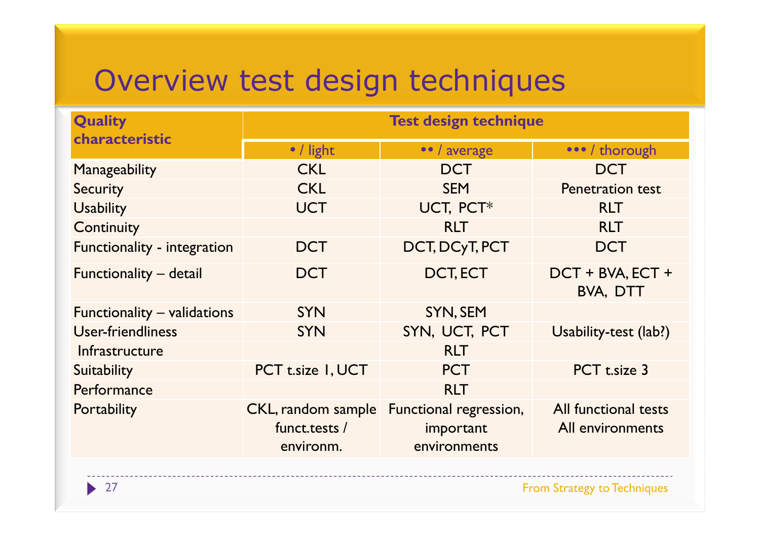# Overview test design techniques

| Quality characteristic | Test design technique | | |
|---|---|---|---|
| | • / light | •• / average | ••• / thorough |
| Manageability | CKL | DCT | DCT |
| Security | CKL | SEM | Penetration test |
| Usability | UCT | UCT, PCT* | RLT |
| Continuity | | RLT | RLT |
| Functionality - integration | DCT | DCT, DCyT, PCT | DCT |
| Functionality – detail | DCT | DCT, ECT | DCT + BVA, ECT + BVA, DTT |
| Functionality – validations | SYN | SYN, SEM | |
| User-friendliness | SYN | SYN, UCT, PCT | Usability-test (lab?) |
| Infrastructure | | RLT | |
| Suitability | PCT t.size 1, UCT | PCT | PCT t.size 3 |
| Performance | | RLT | |
| Portability | CKL, random sample funct.tests / environm. | Functional regression, important environments | All functional tests All environments |